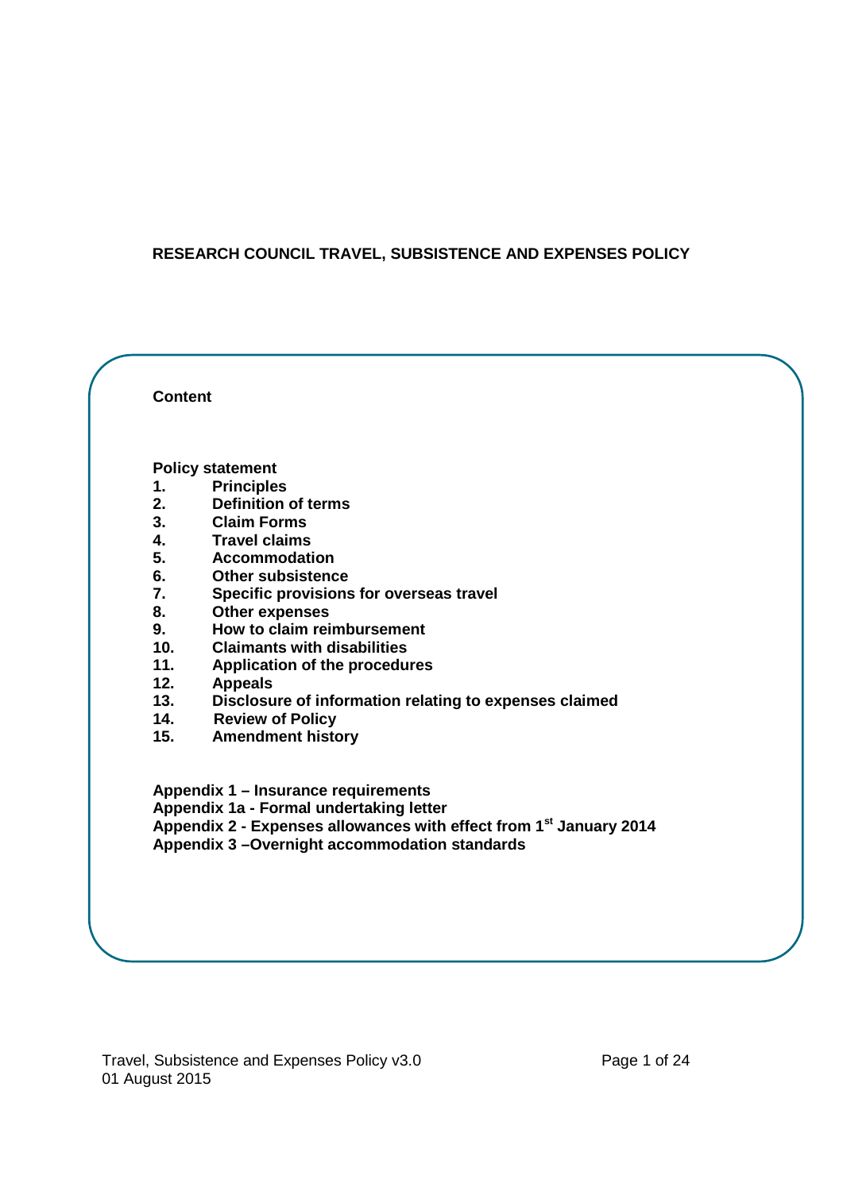# RESEARCH COUNCIL TRAVEL, SUBSISTENCE AND EXPENSES POLICY

**Content**

**Policy statement**

1. **Principles**
2. **Definition of terms**
3. **Claim Forms**
4. **Travel claims**
5. **Accommodation**
6. **Other subsistence**
7. **Specific provisions for overseas travel**
8. **Other expenses**
9. **How to claim reimbursement**
10. **Claimants with disabilities**
11. **Application of the procedures**
12. **Appeals**
13. **Disclosure of information relating to expenses claimed**
14. **Review of Policy**
15. **Amendment history**

**Appendix 1 – Insurance requirements**
**Appendix 1a - Formal undertaking letter**
**Appendix 2 - Expenses allowances with effect from 1st January 2014**
**Appendix 3 –Overnight accommodation standards**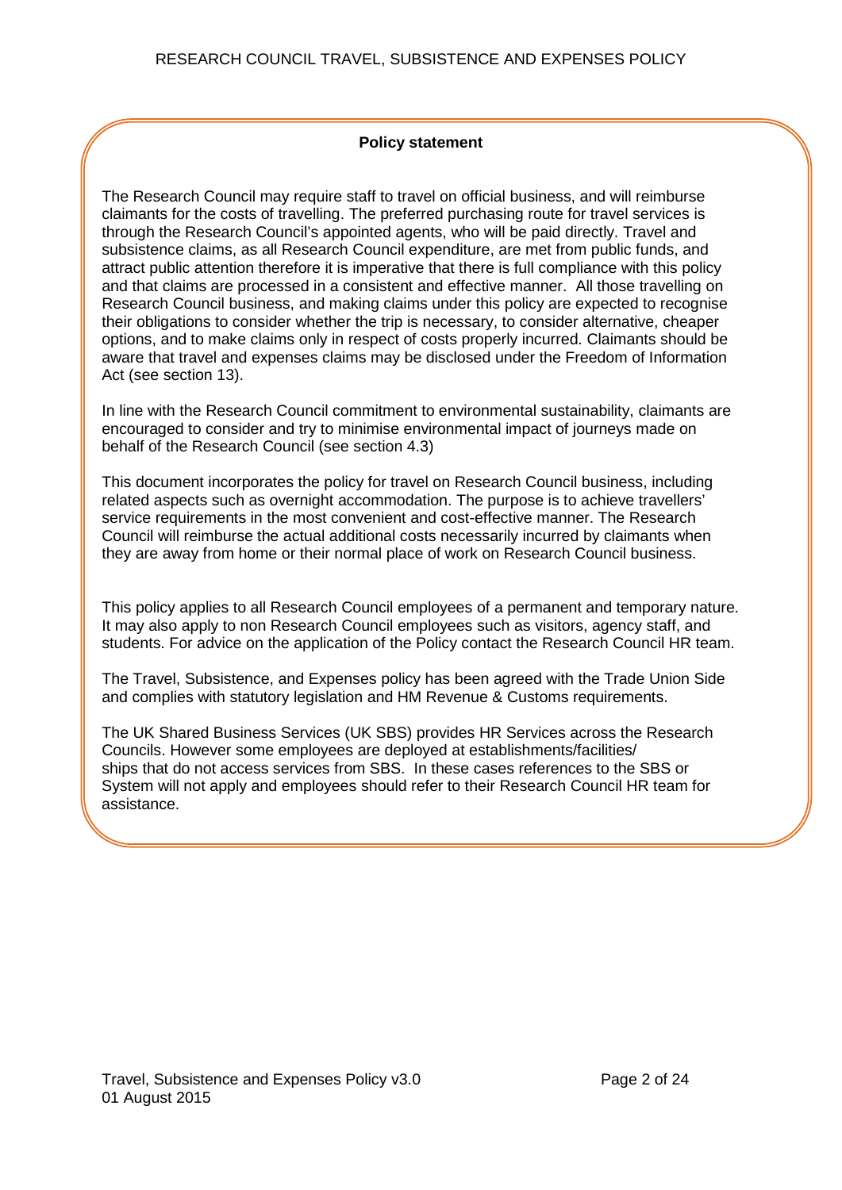**Policy statement**

The Research Council may require staff to travel on official business, and will reimburse claimants for the costs of travelling. The preferred purchasing route for travel services is through the Research Council's appointed agents, who will be paid directly. Travel and subsistence claims, as all Research Council expenditure, are met from public funds, and attract public attention therefore it is imperative that there is full compliance with this policy and that claims are processed in a consistent and effective manner. All those travelling on Research Council business, and making claims under this policy are expected to recognise their obligations to consider whether the trip is necessary, to consider alternative, cheaper options, and to make claims only in respect of costs properly incurred. Claimants should be aware that travel and expenses claims may be disclosed under the Freedom of Information Act (see section 13).

In line with the Research Council commitment to environmental sustainability, claimants are encouraged to consider and try to minimise environmental impact of journeys made on behalf of the Research Council (see section 4.3)

This document incorporates the policy for travel on Research Council business, including related aspects such as overnight accommodation. The purpose is to achieve travellers' service requirements in the most convenient and cost-effective manner. The Research Council will reimburse the actual additional costs necessarily incurred by claimants when they are away from home or their normal place of work on Research Council business.

This policy applies to all Research Council employees of a permanent and temporary nature. It may also apply to non Research Council employees such as visitors, agency staff, and students. For advice on the application of the Policy contact the Research Council HR team.

The Travel, Subsistence, and Expenses policy has been agreed with the Trade Union Side and complies with statutory legislation and HM Revenue & Customs requirements.

The UK Shared Business Services (UK SBS) provides HR Services across the Research Councils. However some employees are deployed at establishments/facilities/ ships that do not access services from SBS. In these cases references to the SBS or System will not apply and employees should refer to their Research Council HR team for assistance.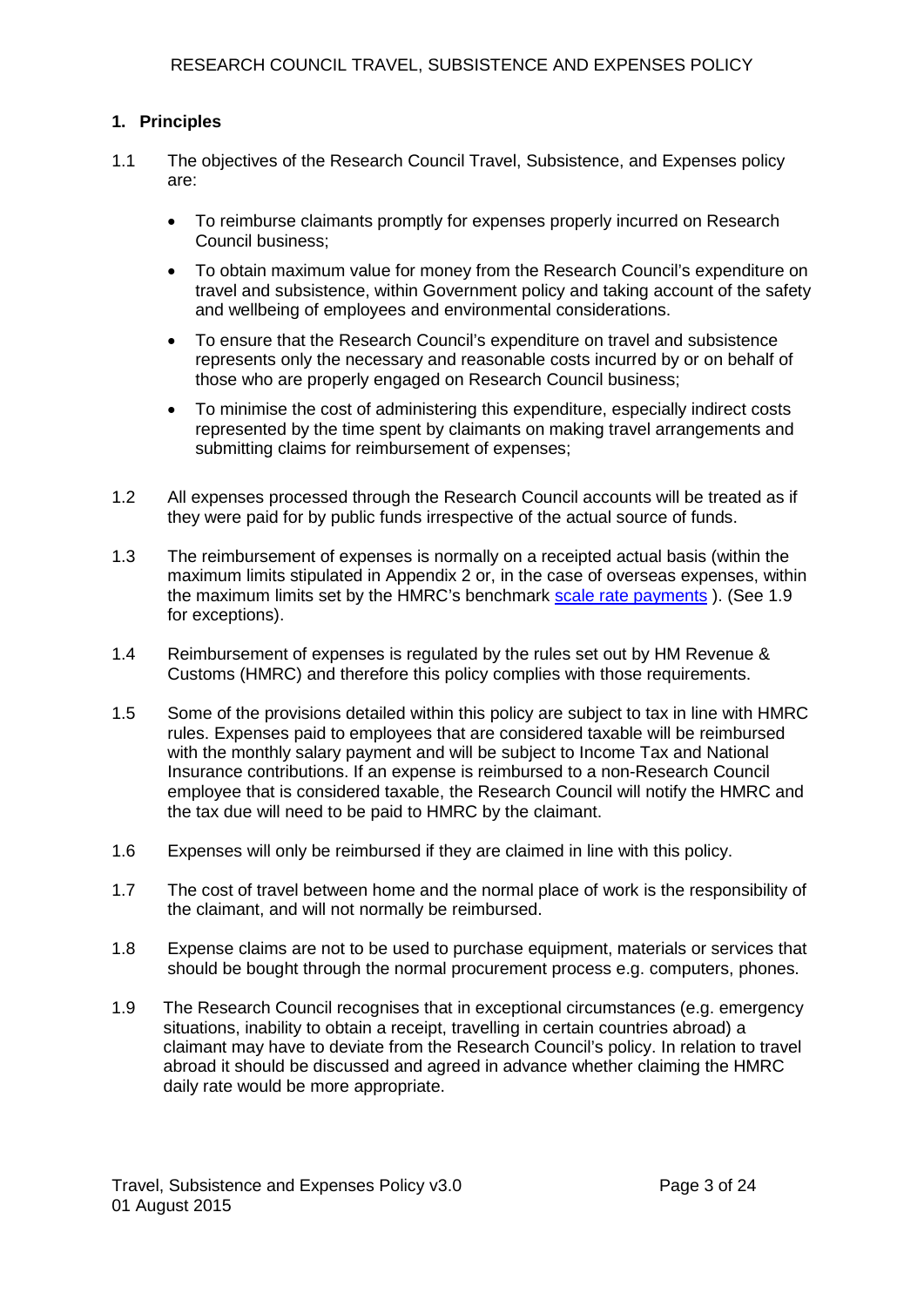## 1. Principles

1.1 The objectives of the Research Council Travel, Subsistence, and Expenses policy are:

- To reimburse claimants promptly for expenses properly incurred on Research Council business;
- To obtain maximum value for money from the Research Council's expenditure on travel and subsistence, within Government policy and taking account of the safety and wellbeing of employees and environmental considerations.
- To ensure that the Research Council's expenditure on travel and subsistence represents only the necessary and reasonable costs incurred by or on behalf of those who are properly engaged on Research Council business;
- To minimise the cost of administering this expenditure, especially indirect costs represented by the time spent by claimants on making travel arrangements and submitting claims for reimbursement of expenses;

1.2 All expenses processed through the Research Council accounts will be treated as if they were paid for by public funds irrespective of the actual source of funds.

1.3 The reimbursement of expenses is normally on a receipted actual basis (within the maximum limits stipulated in Appendix 2 or, in the case of overseas expenses, within the maximum limits set by the HMRC's benchmark scale rate payments ). (See 1.9 for exceptions).

1.4 Reimbursement of expenses is regulated by the rules set out by HM Revenue & Customs (HMRC) and therefore this policy complies with those requirements.

1.5 Some of the provisions detailed within this policy are subject to tax in line with HMRC rules. Expenses paid to employees that are considered taxable will be reimbursed with the monthly salary payment and will be subject to Income Tax and National Insurance contributions. If an expense is reimbursed to a non-Research Council employee that is considered taxable, the Research Council will notify the HMRC and the tax due will need to be paid to HMRC by the claimant.

1.6 Expenses will only be reimbursed if they are claimed in line with this policy.

1.7 The cost of travel between home and the normal place of work is the responsibility of the claimant, and will not normally be reimbursed.

1.8 Expense claims are not to be used to purchase equipment, materials or services that should be bought through the normal procurement process e.g. computers, phones.

1.9 The Research Council recognises that in exceptional circumstances (e.g. emergency situations, inability to obtain a receipt, travelling in certain countries abroad) a claimant may have to deviate from the Research Council's policy. In relation to travel abroad it should be discussed and agreed in advance whether claiming the HMRC daily rate would be more appropriate.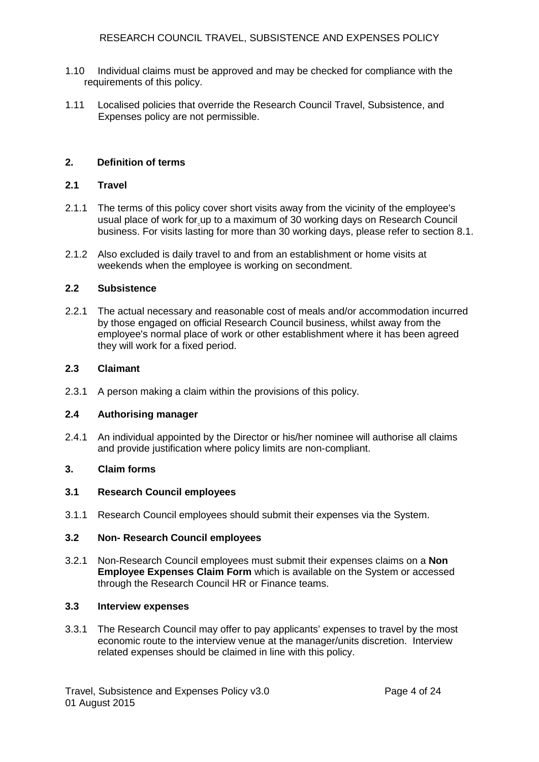1.10 Individual claims must be approved and may be checked for compliance with the requirements of this policy.

1.11 Localised policies that override the Research Council Travel, Subsistence, and Expenses policy are not permissible.

## 2. Definition of terms

### 2.1 Travel

2.1.1 The terms of this policy cover short visits away from the vicinity of the employee's usual place of work for up to a maximum of 30 working days on Research Council business. For visits lasting for more than 30 working days, please refer to section 8.1.

2.1.2 Also excluded is daily travel to and from an establishment or home visits at weekends when the employee is working on secondment.

### 2.2 Subsistence

2.2.1 The actual necessary and reasonable cost of meals and/or accommodation incurred by those engaged on official Research Council business, whilst away from the employee's normal place of work or other establishment where it has been agreed they will work for a fixed period.

### 2.3 Claimant

2.3.1 A person making a claim within the provisions of this policy.

### 2.4 Authorising manager

2.4.1 An individual appointed by the Director or his/her nominee will authorise all claims and provide justification where policy limits are non-compliant.

## 3. Claim forms

### 3.1 Research Council employees

3.1.1 Research Council employees should submit their expenses via the System.

### 3.2 Non- Research Council employees

3.2.1 Non-Research Council employees must submit their expenses claims on a **Non Employee Expenses Claim Form** which is available on the System or accessed through the Research Council HR or Finance teams.

### 3.3 Interview expenses

3.3.1 The Research Council may offer to pay applicants' expenses to travel by the most economic route to the interview venue at the manager/units discretion. Interview related expenses should be claimed in line with this policy.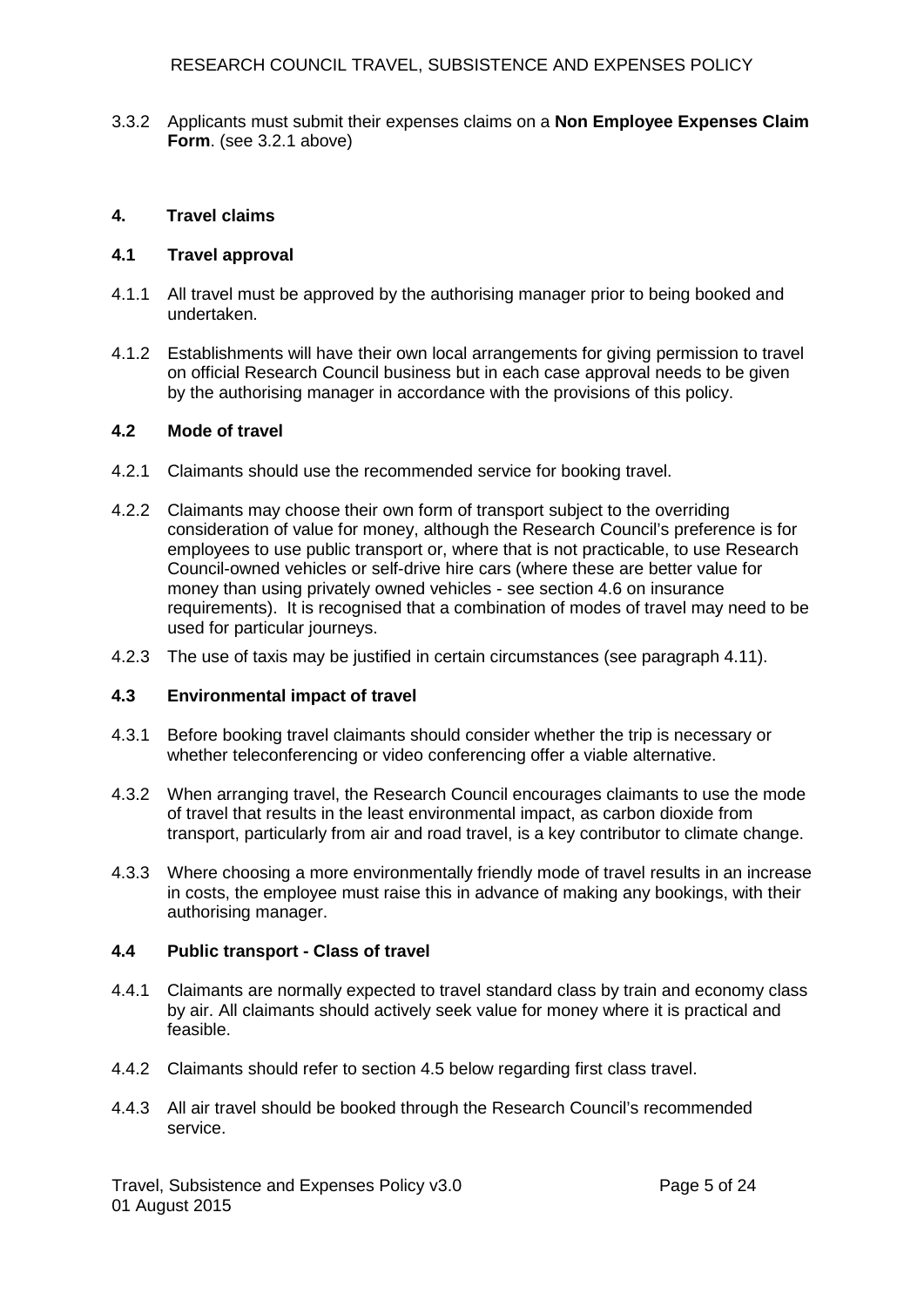3.3.2 Applicants must submit their expenses claims on a **Non Employee Expenses Claim Form**. (see 3.2.1 above)

## 4. Travel claims

### 4.1 Travel approval

4.1.1 All travel must be approved by the authorising manager prior to being booked and undertaken.

4.1.2 Establishments will have their own local arrangements for giving permission to travel on official Research Council business but in each case approval needs to be given by the authorising manager in accordance with the provisions of this policy.

### 4.2 Mode of travel

4.2.1 Claimants should use the recommended service for booking travel.

4.2.2 Claimants may choose their own form of transport subject to the overriding consideration of value for money, although the Research Council's preference is for employees to use public transport or, where that is not practicable, to use Research Council-owned vehicles or self-drive hire cars (where these are better value for money than using privately owned vehicles - see section 4.6 on insurance requirements). It is recognised that a combination of modes of travel may need to be used for particular journeys.

4.2.3 The use of taxis may be justified in certain circumstances (see paragraph 4.11).

### 4.3 Environmental impact of travel

4.3.1 Before booking travel claimants should consider whether the trip is necessary or whether teleconferencing or video conferencing offer a viable alternative.

4.3.2 When arranging travel, the Research Council encourages claimants to use the mode of travel that results in the least environmental impact, as carbon dioxide from transport, particularly from air and road travel, is a key contributor to climate change.

4.3.3 Where choosing a more environmentally friendly mode of travel results in an increase in costs, the employee must raise this in advance of making any bookings, with their authorising manager.

### 4.4 Public transport - Class of travel

4.4.1 Claimants are normally expected to travel standard class by train and economy class by air. All claimants should actively seek value for money where it is practical and feasible.

4.4.2 Claimants should refer to section 4.5 below regarding first class travel.

4.4.3 All air travel should be booked through the Research Council's recommended service.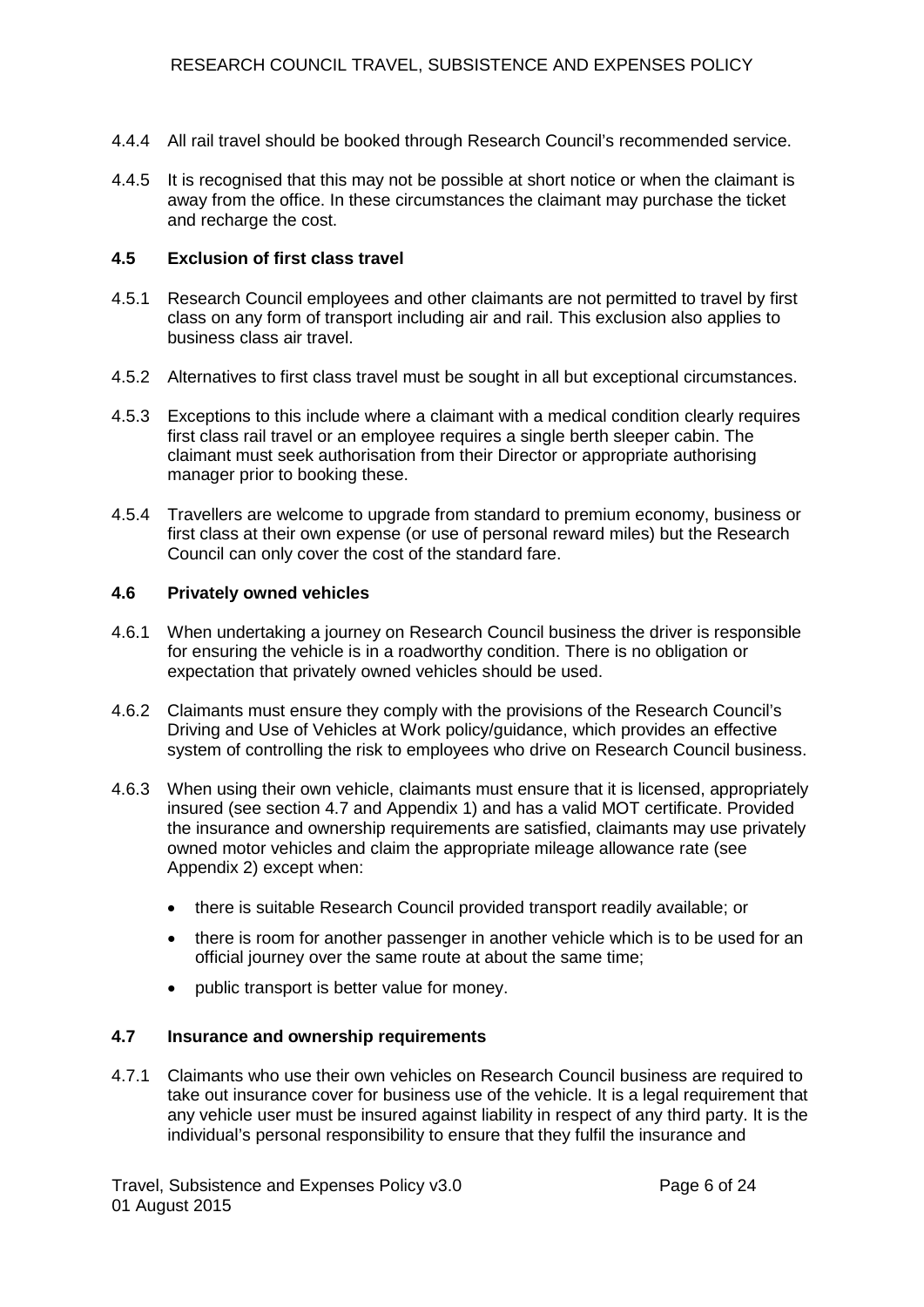4.4.4 All rail travel should be booked through Research Council's recommended service.

4.4.5 It is recognised that this may not be possible at short notice or when the claimant is away from the office. In these circumstances the claimant may purchase the ticket and recharge the cost.

### 4.5 Exclusion of first class travel

4.5.1 Research Council employees and other claimants are not permitted to travel by first class on any form of transport including air and rail. This exclusion also applies to business class air travel.

4.5.2 Alternatives to first class travel must be sought in all but exceptional circumstances.

4.5.3 Exceptions to this include where a claimant with a medical condition clearly requires first class rail travel or an employee requires a single berth sleeper cabin. The claimant must seek authorisation from their Director or appropriate authorising manager prior to booking these.

4.5.4 Travellers are welcome to upgrade from standard to premium economy, business or first class at their own expense (or use of personal reward miles) but the Research Council can only cover the cost of the standard fare.

### 4.6 Privately owned vehicles

4.6.1 When undertaking a journey on Research Council business the driver is responsible for ensuring the vehicle is in a roadworthy condition. There is no obligation or expectation that privately owned vehicles should be used.

4.6.2 Claimants must ensure they comply with the provisions of the Research Council's Driving and Use of Vehicles at Work policy/guidance, which provides an effective system of controlling the risk to employees who drive on Research Council business.

4.6.3 When using their own vehicle, claimants must ensure that it is licensed, appropriately insured (see section 4.7 and Appendix 1) and has a valid MOT certificate. Provided the insurance and ownership requirements are satisfied, claimants may use privately owned motor vehicles and claim the appropriate mileage allowance rate (see Appendix 2) except when:

- there is suitable Research Council provided transport readily available; or
- there is room for another passenger in another vehicle which is to be used for an official journey over the same route at about the same time;
- public transport is better value for money.

### 4.7 Insurance and ownership requirements

4.7.1 Claimants who use their own vehicles on Research Council business are required to take out insurance cover for business use of the vehicle. It is a legal requirement that any vehicle user must be insured against liability in respect of any third party. It is the individual's personal responsibility to ensure that they fulfil the insurance and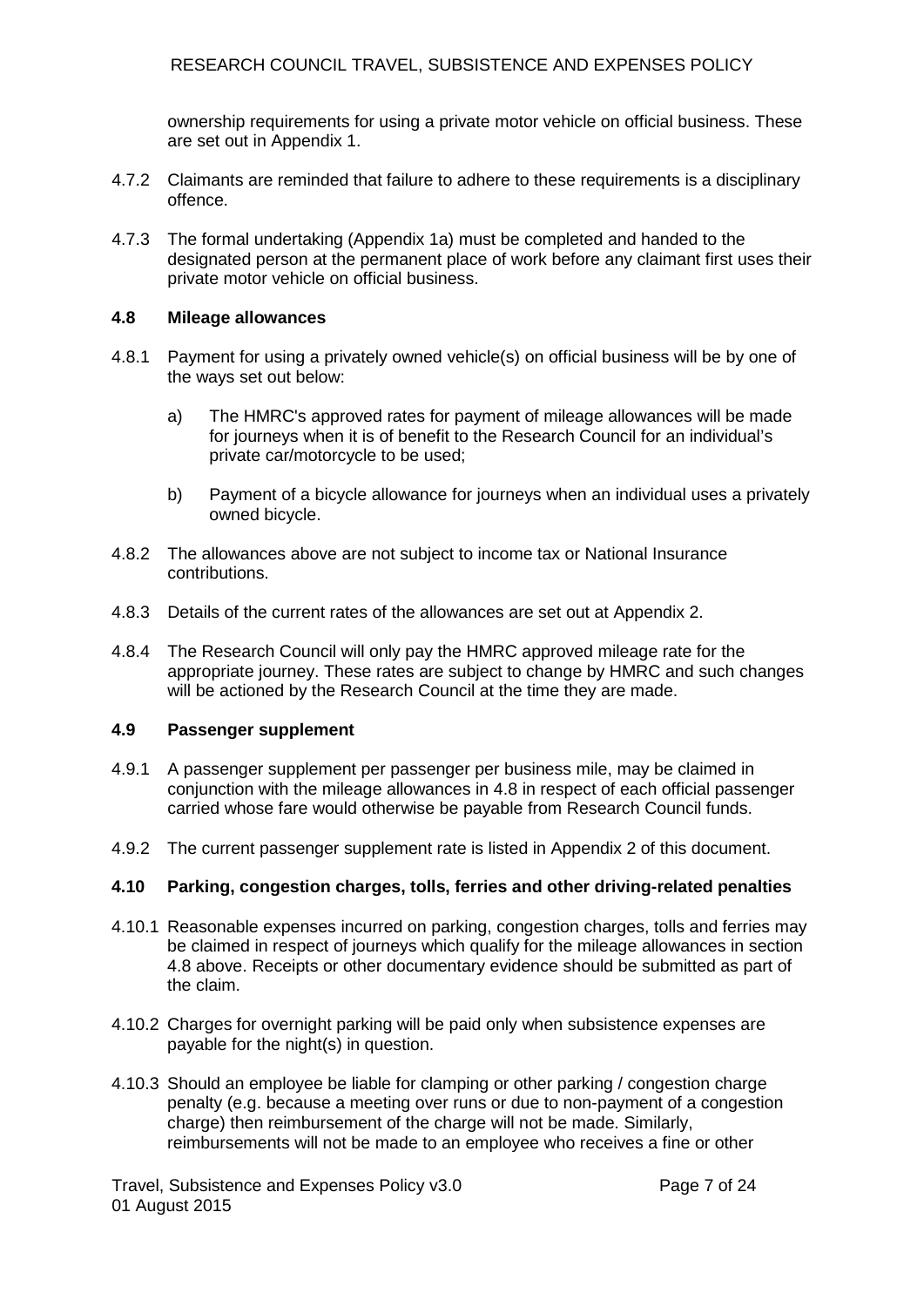ownership requirements for using a private motor vehicle on official business. These are set out in Appendix 1.

4.7.2 Claimants are reminded that failure to adhere to these requirements is a disciplinary offence.

4.7.3 The formal undertaking (Appendix 1a) must be completed and handed to the designated person at the permanent place of work before any claimant first uses their private motor vehicle on official business.

### 4.8 Mileage allowances

4.8.1 Payment for using a privately owned vehicle(s) on official business will be by one of the ways set out below:

a) The HMRC's approved rates for payment of mileage allowances will be made for journeys when it is of benefit to the Research Council for an individual's private car/motorcycle to be used;

b) Payment of a bicycle allowance for journeys when an individual uses a privately owned bicycle.

4.8.2 The allowances above are not subject to income tax or National Insurance contributions.

4.8.3 Details of the current rates of the allowances are set out at Appendix 2.

4.8.4 The Research Council will only pay the HMRC approved mileage rate for the appropriate journey. These rates are subject to change by HMRC and such changes will be actioned by the Research Council at the time they are made.

### 4.9 Passenger supplement

4.9.1 A passenger supplement per passenger per business mile, may be claimed in conjunction with the mileage allowances in 4.8 in respect of each official passenger carried whose fare would otherwise be payable from Research Council funds.

4.9.2 The current passenger supplement rate is listed in Appendix 2 of this document.

### 4.10 Parking, congestion charges, tolls, ferries and other driving-related penalties

4.10.1 Reasonable expenses incurred on parking, congestion charges, tolls and ferries may be claimed in respect of journeys which qualify for the mileage allowances in section 4.8 above. Receipts or other documentary evidence should be submitted as part of the claim.

4.10.2 Charges for overnight parking will be paid only when subsistence expenses are payable for the night(s) in question.

4.10.3 Should an employee be liable for clamping or other parking / congestion charge penalty (e.g. because a meeting over runs or due to non-payment of a congestion charge) then reimbursement of the charge will not be made. Similarly, reimbursements will not be made to an employee who receives a fine or other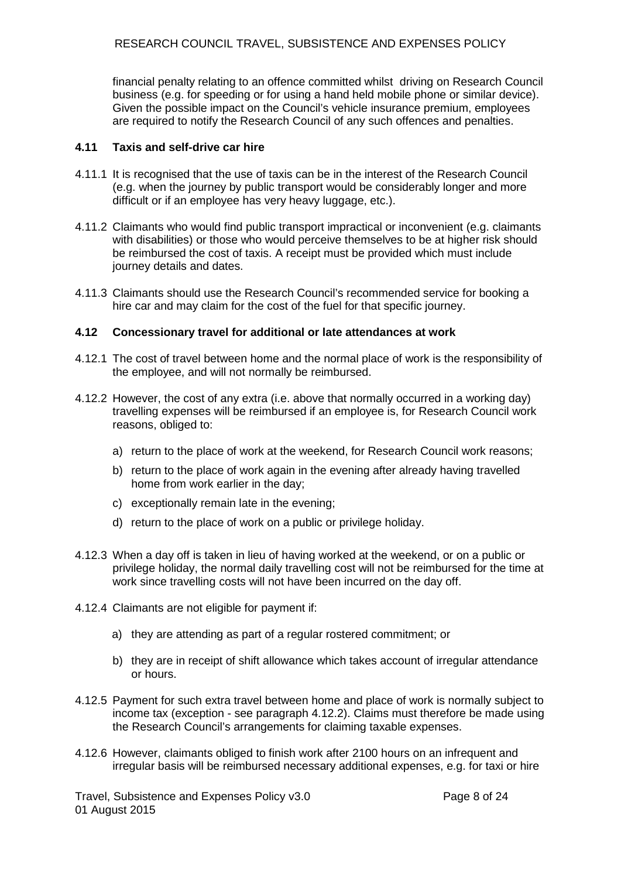financial penalty relating to an offence committed whilst driving on Research Council business (e.g. for speeding or for using a hand held mobile phone or similar device). Given the possible impact on the Council's vehicle insurance premium, employees are required to notify the Research Council of any such offences and penalties.

### 4.11 Taxis and self-drive car hire

4.11.1 It is recognised that the use of taxis can be in the interest of the Research Council (e.g. when the journey by public transport would be considerably longer and more difficult or if an employee has very heavy luggage, etc.).

4.11.2 Claimants who would find public transport impractical or inconvenient (e.g. claimants with disabilities) or those who would perceive themselves to be at higher risk should be reimbursed the cost of taxis. A receipt must be provided which must include journey details and dates.

4.11.3 Claimants should use the Research Council's recommended service for booking a hire car and may claim for the cost of the fuel for that specific journey.

### 4.12 Concessionary travel for additional or late attendances at work

4.12.1 The cost of travel between home and the normal place of work is the responsibility of the employee, and will not normally be reimbursed.

4.12.2 However, the cost of any extra (i.e. above that normally occurred in a working day) travelling expenses will be reimbursed if an employee is, for Research Council work reasons, obliged to:

a) return to the place of work at the weekend, for Research Council work reasons;

b) return to the place of work again in the evening after already having travelled home from work earlier in the day;

c) exceptionally remain late in the evening;

d) return to the place of work on a public or privilege holiday.

4.12.3 When a day off is taken in lieu of having worked at the weekend, or on a public or privilege holiday, the normal daily travelling cost will not be reimbursed for the time at work since travelling costs will not have been incurred on the day off.

4.12.4 Claimants are not eligible for payment if:

a) they are attending as part of a regular rostered commitment; or

b) they are in receipt of shift allowance which takes account of irregular attendance or hours.

4.12.5 Payment for such extra travel between home and place of work is normally subject to income tax (exception - see paragraph 4.12.2). Claims must therefore be made using the Research Council's arrangements for claiming taxable expenses.

4.12.6 However, claimants obliged to finish work after 2100 hours on an infrequent and irregular basis will be reimbursed necessary additional expenses, e.g. for taxi or hire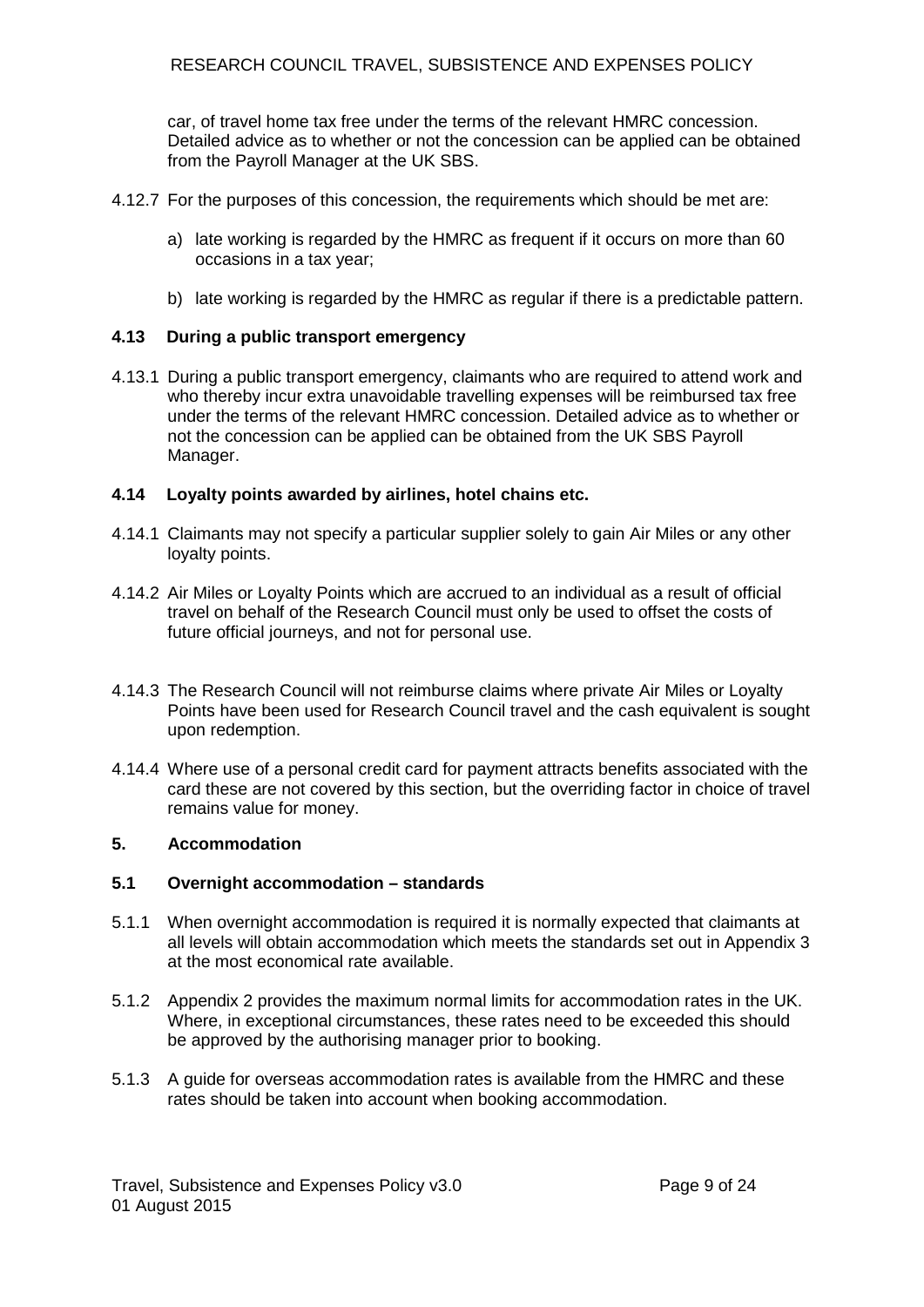car, of travel home tax free under the terms of the relevant HMRC concession. Detailed advice as to whether or not the concession can be applied can be obtained from the Payroll Manager at the UK SBS.

4.12.7 For the purposes of this concession, the requirements which should be met are:

a) late working is regarded by the HMRC as frequent if it occurs on more than 60 occasions in a tax year;

b) late working is regarded by the HMRC as regular if there is a predictable pattern.

### 4.13 During a public transport emergency

4.13.1 During a public transport emergency, claimants who are required to attend work and who thereby incur extra unavoidable travelling expenses will be reimbursed tax free under the terms of the relevant HMRC concession. Detailed advice as to whether or not the concession can be applied can be obtained from the UK SBS Payroll Manager.

### 4.14 Loyalty points awarded by airlines, hotel chains etc.

4.14.1 Claimants may not specify a particular supplier solely to gain Air Miles or any other loyalty points.

4.14.2 Air Miles or Loyalty Points which are accrued to an individual as a result of official travel on behalf of the Research Council must only be used to offset the costs of future official journeys, and not for personal use.

4.14.3 The Research Council will not reimburse claims where private Air Miles or Loyalty Points have been used for Research Council travel and the cash equivalent is sought upon redemption.

4.14.4 Where use of a personal credit card for payment attracts benefits associated with the card these are not covered by this section, but the overriding factor in choice of travel remains value for money.

## 5. Accommodation

### 5.1 Overnight accommodation – standards

5.1.1 When overnight accommodation is required it is normally expected that claimants at all levels will obtain accommodation which meets the standards set out in Appendix 3 at the most economical rate available.

5.1.2 Appendix 2 provides the maximum normal limits for accommodation rates in the UK. Where, in exceptional circumstances, these rates need to be exceeded this should be approved by the authorising manager prior to booking.

5.1.3 A guide for overseas accommodation rates is available from the HMRC and these rates should be taken into account when booking accommodation.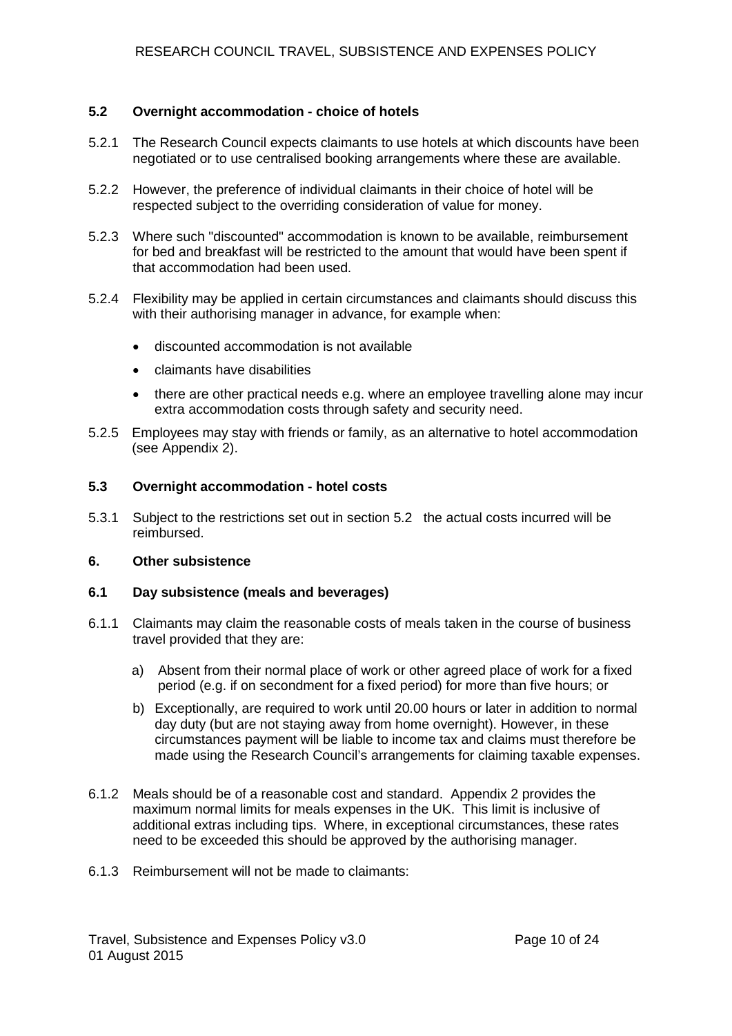### 5.2 Overnight accommodation - choice of hotels

5.2.1 The Research Council expects claimants to use hotels at which discounts have been negotiated or to use centralised booking arrangements where these are available.

5.2.2 However, the preference of individual claimants in their choice of hotel will be respected subject to the overriding consideration of value for money.

5.2.3 Where such "discounted" accommodation is known to be available, reimbursement for bed and breakfast will be restricted to the amount that would have been spent if that accommodation had been used.

5.2.4 Flexibility may be applied in certain circumstances and claimants should discuss this with their authorising manager in advance, for example when:

- discounted accommodation is not available
- claimants have disabilities
- there are other practical needs e.g. where an employee travelling alone may incur extra accommodation costs through safety and security need.

5.2.5 Employees may stay with friends or family, as an alternative to hotel accommodation (see Appendix 2).

### 5.3 Overnight accommodation - hotel costs

5.3.1 Subject to the restrictions set out in section 5.2 the actual costs incurred will be reimbursed.

## 6. Other subsistence

### 6.1 Day subsistence (meals and beverages)

6.1.1 Claimants may claim the reasonable costs of meals taken in the course of business travel provided that they are:

a) Absent from their normal place of work or other agreed place of work for a fixed period (e.g. if on secondment for a fixed period) for more than five hours; or

b) Exceptionally, are required to work until 20.00 hours or later in addition to normal day duty (but are not staying away from home overnight). However, in these circumstances payment will be liable to income tax and claims must therefore be made using the Research Council's arrangements for claiming taxable expenses.

6.1.2 Meals should be of a reasonable cost and standard. Appendix 2 provides the maximum normal limits for meals expenses in the UK. This limit is inclusive of additional extras including tips. Where, in exceptional circumstances, these rates need to be exceeded this should be approved by the authorising manager.

6.1.3 Reimbursement will not be made to claimants: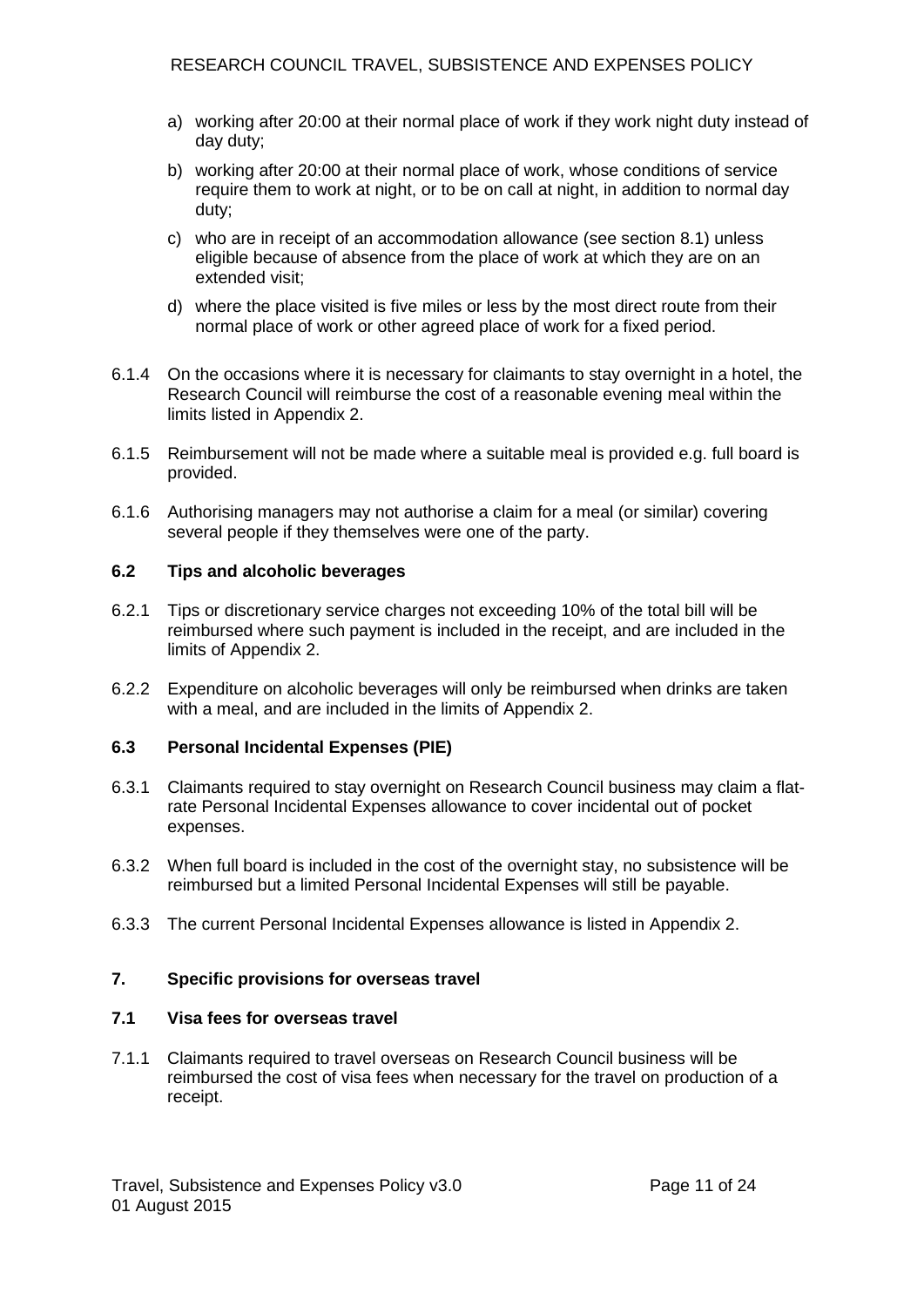a) working after 20:00 at their normal place of work if they work night duty instead of day duty;

b) working after 20:00 at their normal place of work, whose conditions of service require them to work at night, or to be on call at night, in addition to normal day duty;

c) who are in receipt of an accommodation allowance (see section 8.1) unless eligible because of absence from the place of work at which they are on an extended visit;

d) where the place visited is five miles or less by the most direct route from their normal place of work or other agreed place of work for a fixed period.

6.1.4 On the occasions where it is necessary for claimants to stay overnight in a hotel, the Research Council will reimburse the cost of a reasonable evening meal within the limits listed in Appendix 2.

6.1.5 Reimbursement will not be made where a suitable meal is provided e.g. full board is provided.

6.1.6 Authorising managers may not authorise a claim for a meal (or similar) covering several people if they themselves were one of the party.

### 6.2 Tips and alcoholic beverages

6.2.1 Tips or discretionary service charges not exceeding 10% of the total bill will be reimbursed where such payment is included in the receipt, and are included in the limits of Appendix 2.

6.2.2 Expenditure on alcoholic beverages will only be reimbursed when drinks are taken with a meal, and are included in the limits of Appendix 2.

### 6.3 Personal Incidental Expenses (PIE)

6.3.1 Claimants required to stay overnight on Research Council business may claim a flat-rate Personal Incidental Expenses allowance to cover incidental out of pocket expenses.

6.3.2 When full board is included in the cost of the overnight stay, no subsistence will be reimbursed but a limited Personal Incidental Expenses will still be payable.

6.3.3 The current Personal Incidental Expenses allowance is listed in Appendix 2.

## 7. Specific provisions for overseas travel

### 7.1 Visa fees for overseas travel

7.1.1 Claimants required to travel overseas on Research Council business will be reimbursed the cost of visa fees when necessary for the travel on production of a receipt.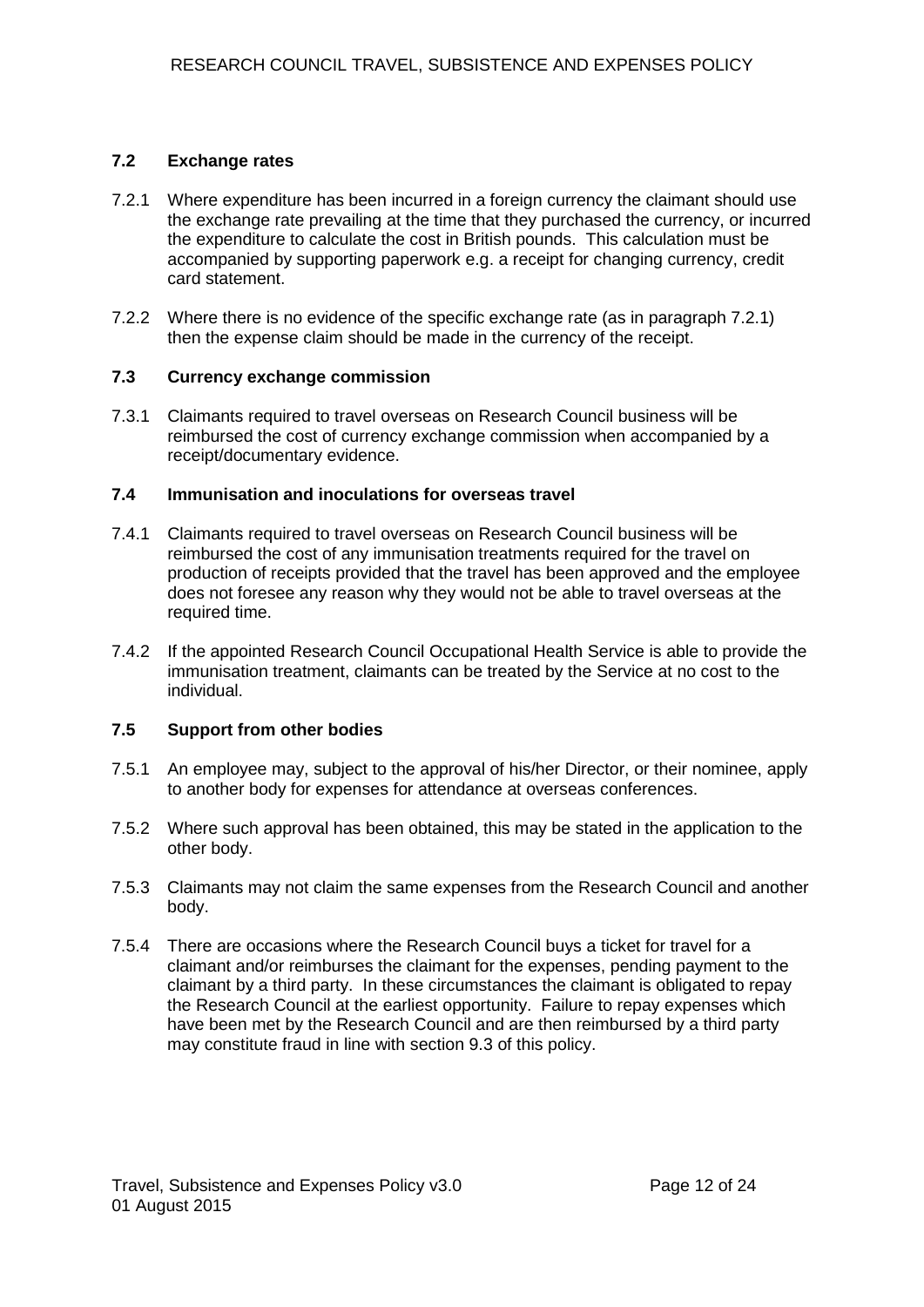### 7.2 Exchange rates

7.2.1 Where expenditure has been incurred in a foreign currency the claimant should use the exchange rate prevailing at the time that they purchased the currency, or incurred the expenditure to calculate the cost in British pounds. This calculation must be accompanied by supporting paperwork e.g. a receipt for changing currency, credit card statement.

7.2.2 Where there is no evidence of the specific exchange rate (as in paragraph 7.2.1) then the expense claim should be made in the currency of the receipt.

### 7.3 Currency exchange commission

7.3.1 Claimants required to travel overseas on Research Council business will be reimbursed the cost of currency exchange commission when accompanied by a receipt/documentary evidence.

### 7.4 Immunisation and inoculations for overseas travel

7.4.1 Claimants required to travel overseas on Research Council business will be reimbursed the cost of any immunisation treatments required for the travel on production of receipts provided that the travel has been approved and the employee does not foresee any reason why they would not be able to travel overseas at the required time.

7.4.2 If the appointed Research Council Occupational Health Service is able to provide the immunisation treatment, claimants can be treated by the Service at no cost to the individual.

### 7.5 Support from other bodies

7.5.1 An employee may, subject to the approval of his/her Director, or their nominee, apply to another body for expenses for attendance at overseas conferences.

7.5.2 Where such approval has been obtained, this may be stated in the application to the other body.

7.5.3 Claimants may not claim the same expenses from the Research Council and another body.

7.5.4 There are occasions where the Research Council buys a ticket for travel for a claimant and/or reimburses the claimant for the expenses, pending payment to the claimant by a third party. In these circumstances the claimant is obligated to repay the Research Council at the earliest opportunity. Failure to repay expenses which have been met by the Research Council and are then reimbursed by a third party may constitute fraud in line with section 9.3 of this policy.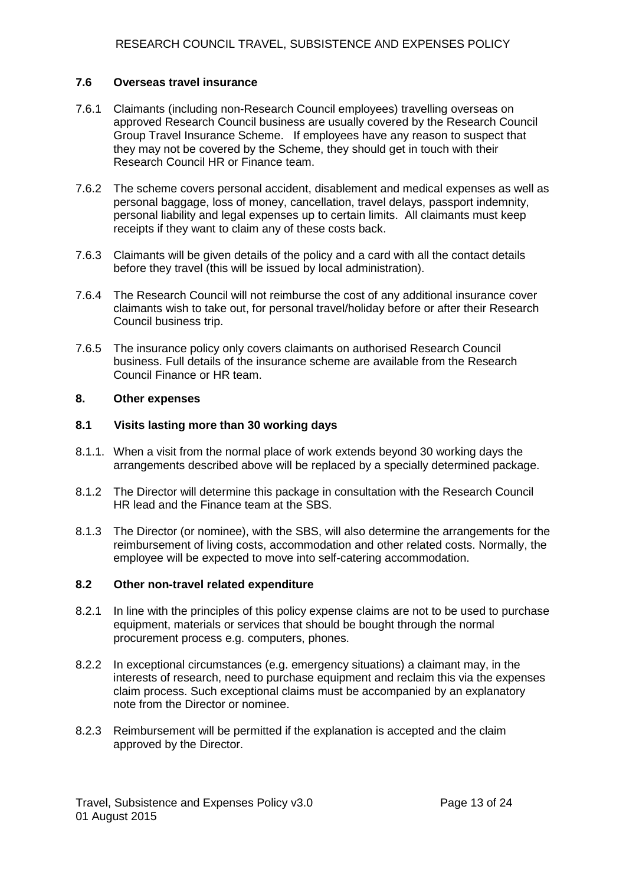### 7.6 Overseas travel insurance

7.6.1 Claimants (including non-Research Council employees) travelling overseas on approved Research Council business are usually covered by the Research Council Group Travel Insurance Scheme. If employees have any reason to suspect that they may not be covered by the Scheme, they should get in touch with their Research Council HR or Finance team.

7.6.2 The scheme covers personal accident, disablement and medical expenses as well as personal baggage, loss of money, cancellation, travel delays, passport indemnity, personal liability and legal expenses up to certain limits. All claimants must keep receipts if they want to claim any of these costs back.

7.6.3 Claimants will be given details of the policy and a card with all the contact details before they travel (this will be issued by local administration).

7.6.4 The Research Council will not reimburse the cost of any additional insurance cover claimants wish to take out, for personal travel/holiday before or after their Research Council business trip.

7.6.5 The insurance policy only covers claimants on authorised Research Council business. Full details of the insurance scheme are available from the Research Council Finance or HR team.

## 8. Other expenses

### 8.1 Visits lasting more than 30 working days

8.1.1. When a visit from the normal place of work extends beyond 30 working days the arrangements described above will be replaced by a specially determined package.

8.1.2 The Director will determine this package in consultation with the Research Council HR lead and the Finance team at the SBS.

8.1.3 The Director (or nominee), with the SBS, will also determine the arrangements for the reimbursement of living costs, accommodation and other related costs. Normally, the employee will be expected to move into self-catering accommodation.

### 8.2 Other non-travel related expenditure

8.2.1 In line with the principles of this policy expense claims are not to be used to purchase equipment, materials or services that should be bought through the normal procurement process e.g. computers, phones.

8.2.2 In exceptional circumstances (e.g. emergency situations) a claimant may, in the interests of research, need to purchase equipment and reclaim this via the expenses claim process. Such exceptional claims must be accompanied by an explanatory note from the Director or nominee.

8.2.3 Reimbursement will be permitted if the explanation is accepted and the claim approved by the Director.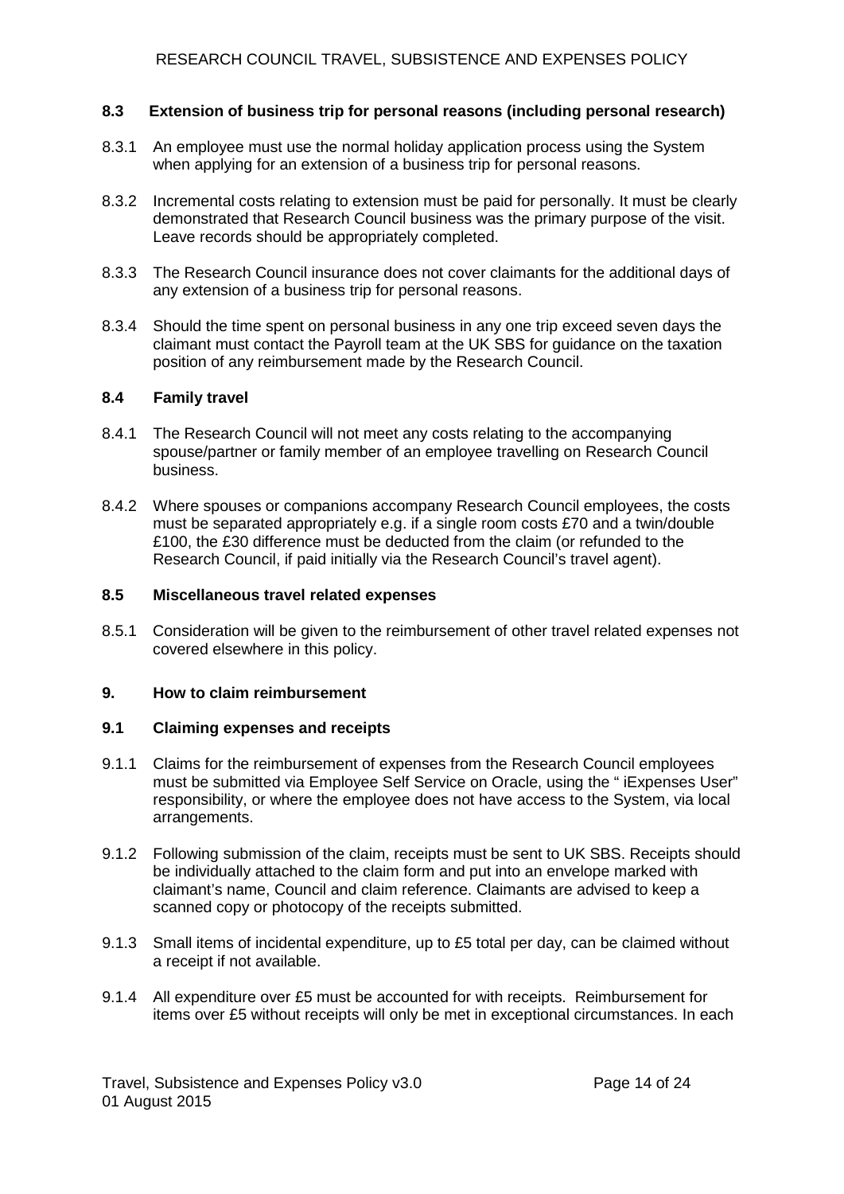### 8.3 Extension of business trip for personal reasons (including personal research)

8.3.1 An employee must use the normal holiday application process using the System when applying for an extension of a business trip for personal reasons.

8.3.2 Incremental costs relating to extension must be paid for personally. It must be clearly demonstrated that Research Council business was the primary purpose of the visit. Leave records should be appropriately completed.

8.3.3 The Research Council insurance does not cover claimants for the additional days of any extension of a business trip for personal reasons.

8.3.4 Should the time spent on personal business in any one trip exceed seven days the claimant must contact the Payroll team at the UK SBS for guidance on the taxation position of any reimbursement made by the Research Council.

### 8.4 Family travel

8.4.1 The Research Council will not meet any costs relating to the accompanying spouse/partner or family member of an employee travelling on Research Council business.

8.4.2 Where spouses or companions accompany Research Council employees, the costs must be separated appropriately e.g. if a single room costs £70 and a twin/double £100, the £30 difference must be deducted from the claim (or refunded to the Research Council, if paid initially via the Research Council's travel agent).

### 8.5 Miscellaneous travel related expenses

8.5.1 Consideration will be given to the reimbursement of other travel related expenses not covered elsewhere in this policy.

## 9. How to claim reimbursement

### 9.1 Claiming expenses and receipts

9.1.1 Claims for the reimbursement of expenses from the Research Council employees must be submitted via Employee Self Service on Oracle, using the " iExpenses User" responsibility, or where the employee does not have access to the System, via local arrangements.

9.1.2 Following submission of the claim, receipts must be sent to UK SBS. Receipts should be individually attached to the claim form and put into an envelope marked with claimant's name, Council and claim reference. Claimants are advised to keep a scanned copy or photocopy of the receipts submitted.

9.1.3 Small items of incidental expenditure, up to £5 total per day, can be claimed without a receipt if not available.

9.1.4 All expenditure over £5 must be accounted for with receipts. Reimbursement for items over £5 without receipts will only be met in exceptional circumstances. In each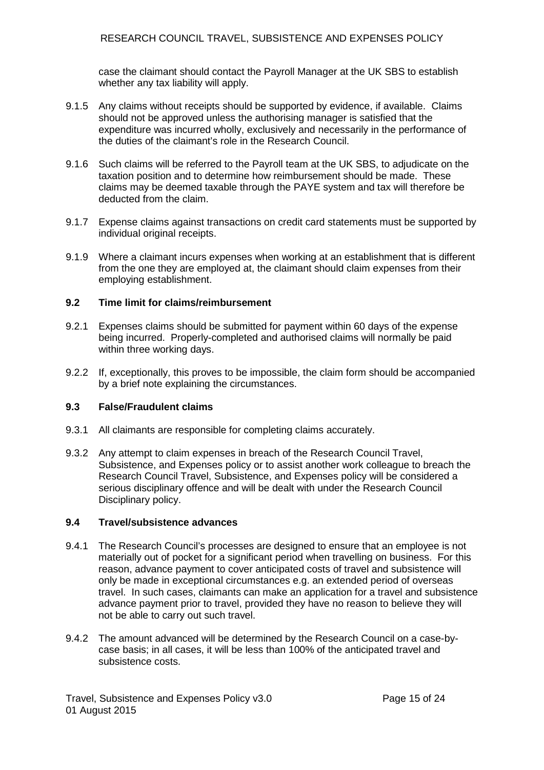case the claimant should contact the Payroll Manager at the UK SBS to establish whether any tax liability will apply.

9.1.5 Any claims without receipts should be supported by evidence, if available. Claims should not be approved unless the authorising manager is satisfied that the expenditure was incurred wholly, exclusively and necessarily in the performance of the duties of the claimant's role in the Research Council.

9.1.6 Such claims will be referred to the Payroll team at the UK SBS, to adjudicate on the taxation position and to determine how reimbursement should be made. These claims may be deemed taxable through the PAYE system and tax will therefore be deducted from the claim.

9.1.7 Expense claims against transactions on credit card statements must be supported by individual original receipts.

9.1.9 Where a claimant incurs expenses when working at an establishment that is different from the one they are employed at, the claimant should claim expenses from their employing establishment.

### 9.2 Time limit for claims/reimbursement

9.2.1 Expenses claims should be submitted for payment within 60 days of the expense being incurred. Properly-completed and authorised claims will normally be paid within three working days.

9.2.2 If, exceptionally, this proves to be impossible, the claim form should be accompanied by a brief note explaining the circumstances.

### 9.3 False/Fraudulent claims

9.3.1 All claimants are responsible for completing claims accurately.

9.3.2 Any attempt to claim expenses in breach of the Research Council Travel, Subsistence, and Expenses policy or to assist another work colleague to breach the Research Council Travel, Subsistence, and Expenses policy will be considered a serious disciplinary offence and will be dealt with under the Research Council Disciplinary policy.

### 9.4 Travel/subsistence advances

9.4.1 The Research Council's processes are designed to ensure that an employee is not materially out of pocket for a significant period when travelling on business. For this reason, advance payment to cover anticipated costs of travel and subsistence will only be made in exceptional circumstances e.g. an extended period of overseas travel. In such cases, claimants can make an application for a travel and subsistence advance payment prior to travel, provided they have no reason to believe they will not be able to carry out such travel.

9.4.2 The amount advanced will be determined by the Research Council on a case-by-case basis; in all cases, it will be less than 100% of the anticipated travel and subsistence costs.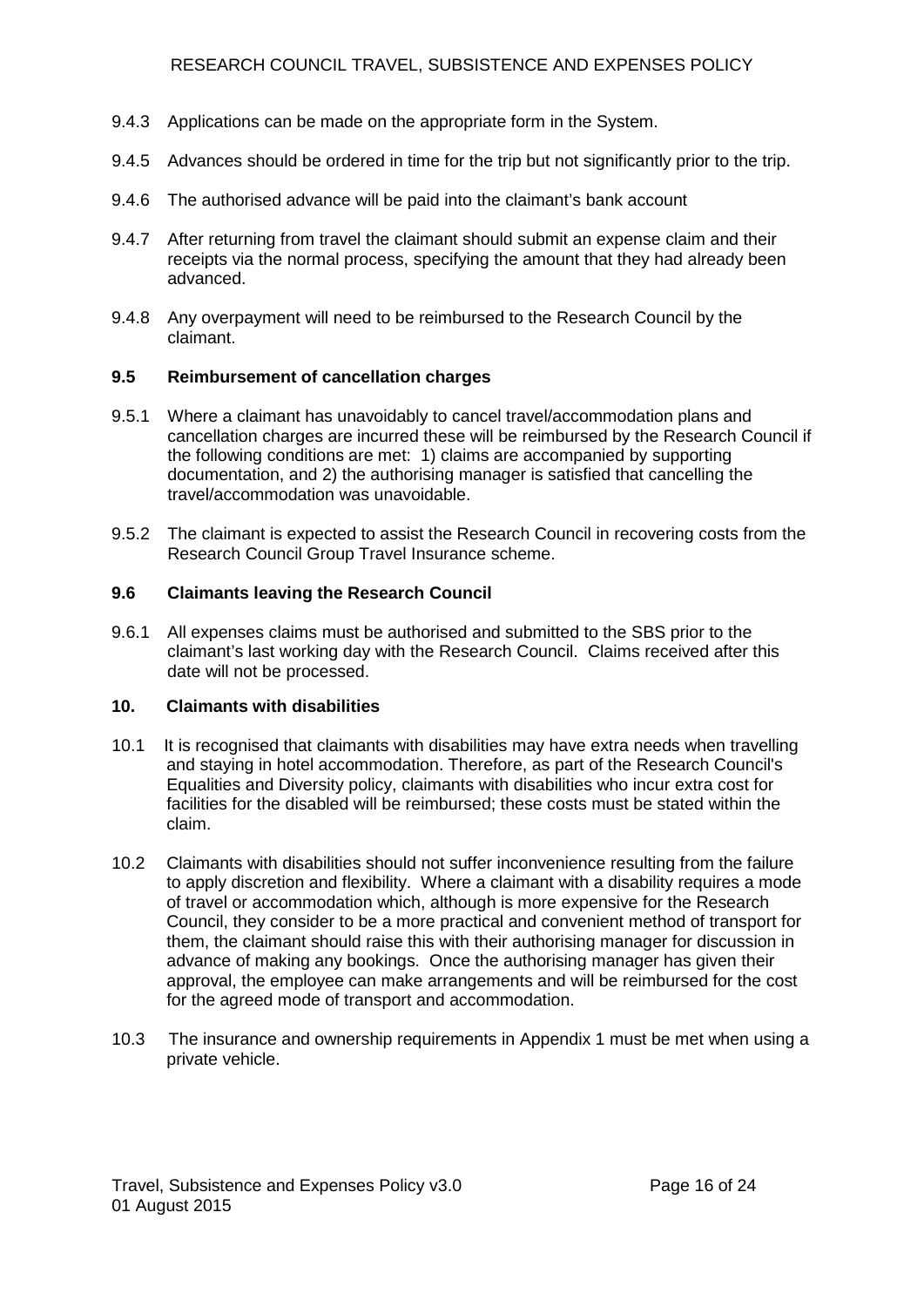9.4.3 Applications can be made on the appropriate form in the System.

9.4.5 Advances should be ordered in time for the trip but not significantly prior to the trip.

9.4.6 The authorised advance will be paid into the claimant's bank account

9.4.7 After returning from travel the claimant should submit an expense claim and their receipts via the normal process, specifying the amount that they had already been advanced.

9.4.8 Any overpayment will need to be reimbursed to the Research Council by the claimant.

### 9.5 Reimbursement of cancellation charges

9.5.1 Where a claimant has unavoidably to cancel travel/accommodation plans and cancellation charges are incurred these will be reimbursed by the Research Council if the following conditions are met: 1) claims are accompanied by supporting documentation, and 2) the authorising manager is satisfied that cancelling the travel/accommodation was unavoidable.

9.5.2 The claimant is expected to assist the Research Council in recovering costs from the Research Council Group Travel Insurance scheme.

### 9.6 Claimants leaving the Research Council

9.6.1 All expenses claims must be authorised and submitted to the SBS prior to the claimant's last working day with the Research Council. Claims received after this date will not be processed.

## 10. Claimants with disabilities

10.1 It is recognised that claimants with disabilities may have extra needs when travelling and staying in hotel accommodation. Therefore, as part of the Research Council's Equalities and Diversity policy, claimants with disabilities who incur extra cost for facilities for the disabled will be reimbursed; these costs must be stated within the claim.

10.2 Claimants with disabilities should not suffer inconvenience resulting from the failure to apply discretion and flexibility. Where a claimant with a disability requires a mode of travel or accommodation which, although is more expensive for the Research Council, they consider to be a more practical and convenient method of transport for them, the claimant should raise this with their authorising manager for discussion in advance of making any bookings. Once the authorising manager has given their approval, the employee can make arrangements and will be reimbursed for the cost for the agreed mode of transport and accommodation.

10.3 The insurance and ownership requirements in Appendix 1 must be met when using a private vehicle.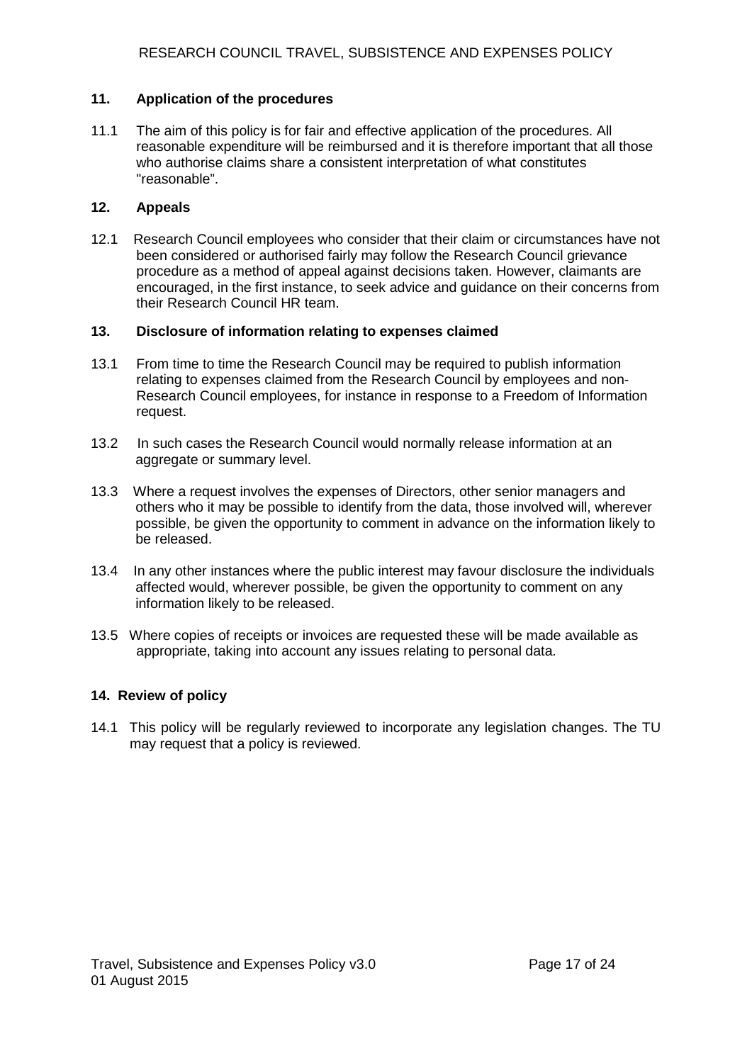## 11. Application of the procedures

11.1 The aim of this policy is for fair and effective application of the procedures. All reasonable expenditure will be reimbursed and it is therefore important that all those who authorise claims share a consistent interpretation of what constitutes "reasonable".

## 12. Appeals

12.1 Research Council employees who consider that their claim or circumstances have not been considered or authorised fairly may follow the Research Council grievance procedure as a method of appeal against decisions taken. However, claimants are encouraged, in the first instance, to seek advice and guidance on their concerns from their Research Council HR team.

## 13. Disclosure of information relating to expenses claimed

13.1 From time to time the Research Council may be required to publish information relating to expenses claimed from the Research Council by employees and non-Research Council employees, for instance in response to a Freedom of Information request.

13.2 In such cases the Research Council would normally release information at an aggregate or summary level.

13.3 Where a request involves the expenses of Directors, other senior managers and others who it may be possible to identify from the data, those involved will, wherever possible, be given the opportunity to comment in advance on the information likely to be released.

13.4 In any other instances where the public interest may favour disclosure the individuals affected would, wherever possible, be given the opportunity to comment on any information likely to be released.

13.5 Where copies of receipts or invoices are requested these will be made available as appropriate, taking into account any issues relating to personal data.

## 14. Review of policy

14.1 This policy will be regularly reviewed to incorporate any legislation changes. The TU may request that a policy is reviewed.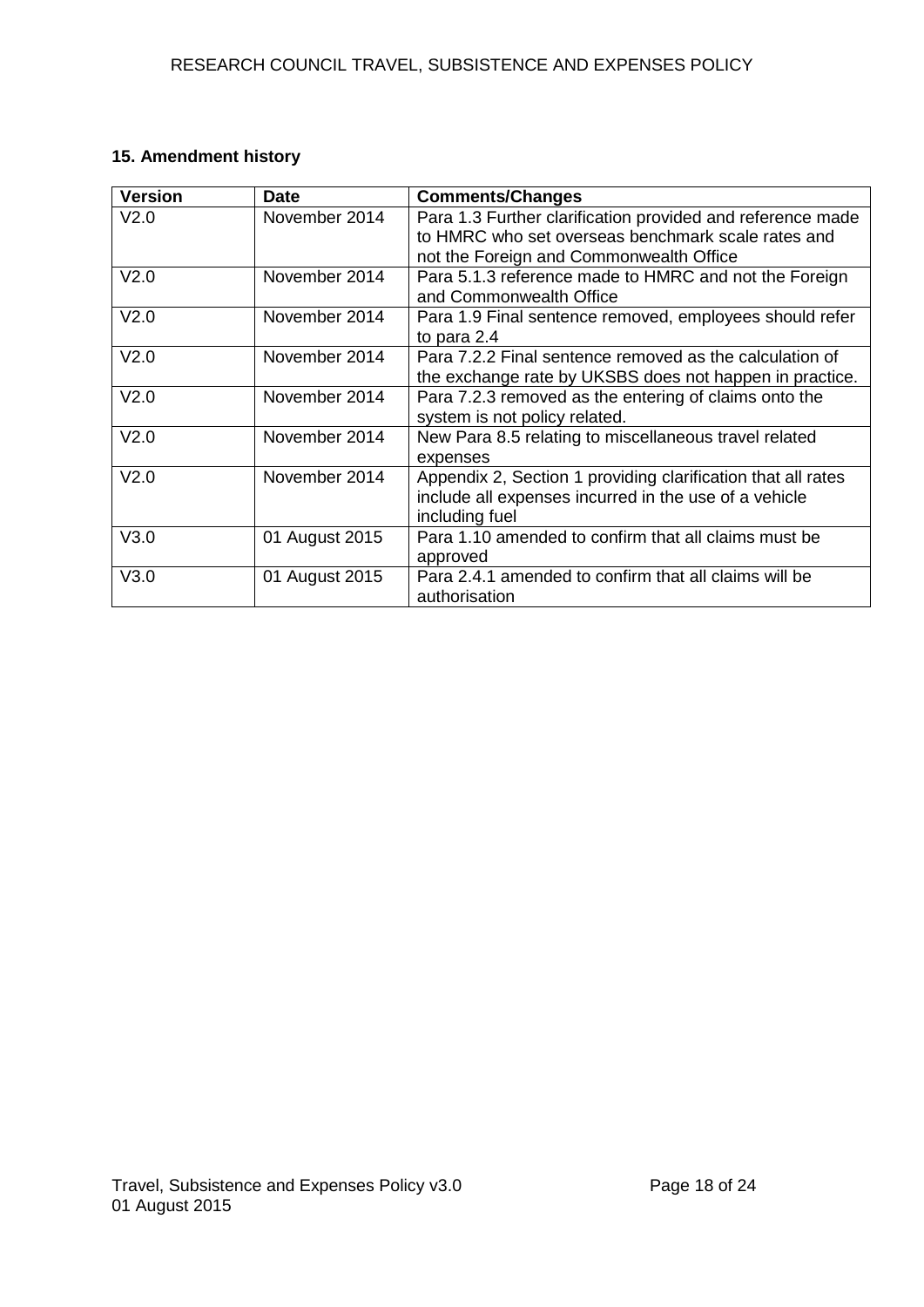## 15. Amendment history

| Version | Date | Comments/Changes |
|---|---|---|
| V2.0 | November 2014 | Para 1.3 Further clarification provided and reference made to HMRC who set overseas benchmark scale rates and not the Foreign and Commonwealth Office |
| V2.0 | November 2014 | Para 5.1.3 reference made to HMRC and not the Foreign and Commonwealth Office |
| V2.0 | November 2014 | Para 1.9 Final sentence removed, employees should refer to para 2.4 |
| V2.0 | November 2014 | Para 7.2.2 Final sentence removed as the calculation of the exchange rate by UKSBS does not happen in practice. |
| V2.0 | November 2014 | Para 7.2.3 removed as the entering of claims onto the system is not policy related. |
| V2.0 | November 2014 | New Para 8.5 relating to miscellaneous travel related expenses |
| V2.0 | November 2014 | Appendix 2, Section 1 providing clarification that all rates include all expenses incurred in the use of a vehicle including fuel |
| V3.0 | 01 August 2015 | Para 1.10 amended to confirm that all claims must be approved |
| V3.0 | 01 August 2015 | Para 2.4.1 amended to confirm that all claims will be authorisation |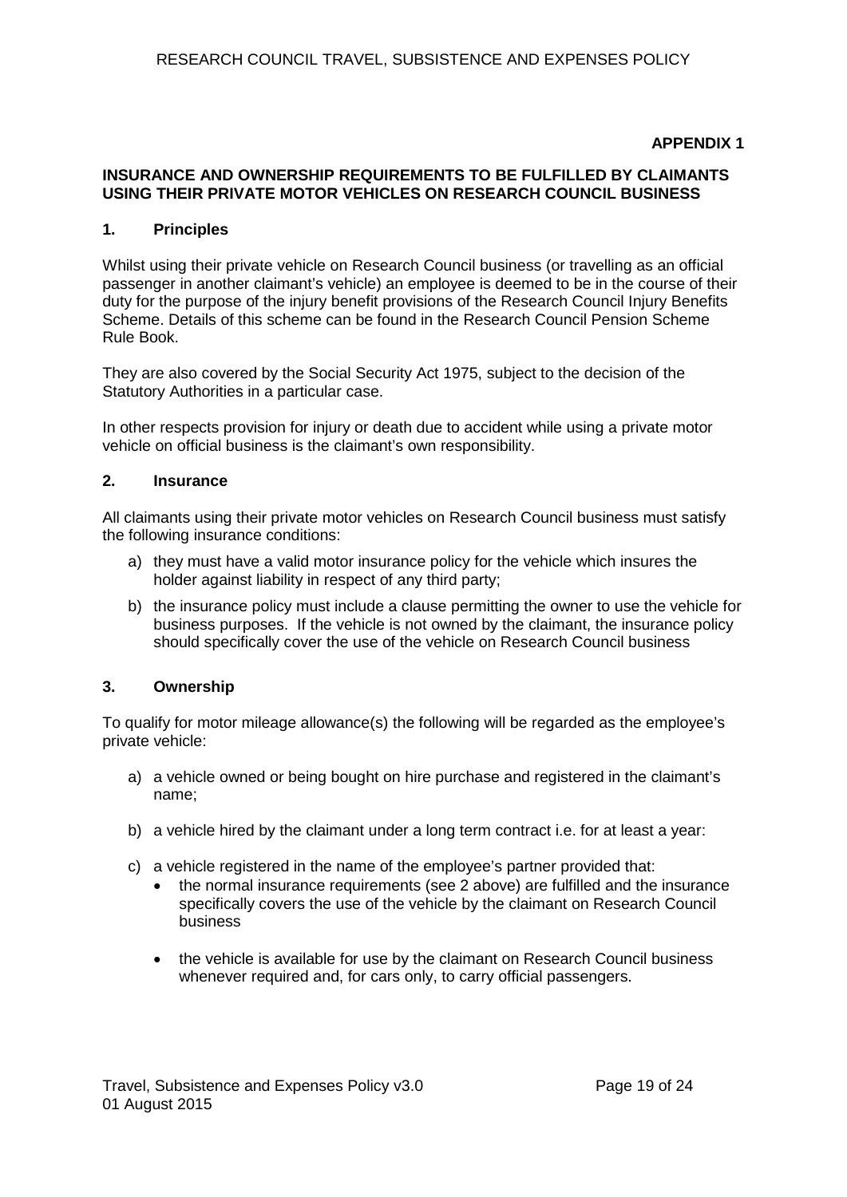**APPENDIX 1**

## INSURANCE AND OWNERSHIP REQUIREMENTS TO BE FULFILLED BY CLAIMANTS USING THEIR PRIVATE MOTOR VEHICLES ON RESEARCH COUNCIL BUSINESS

### 1. Principles

Whilst using their private vehicle on Research Council business (or travelling as an official passenger in another claimant's vehicle) an employee is deemed to be in the course of their duty for the purpose of the injury benefit provisions of the Research Council Injury Benefits Scheme. Details of this scheme can be found in the Research Council Pension Scheme Rule Book.

They are also covered by the Social Security Act 1975, subject to the decision of the Statutory Authorities in a particular case.

In other respects provision for injury or death due to accident while using a private motor vehicle on official business is the claimant's own responsibility.

### 2. Insurance

All claimants using their private motor vehicles on Research Council business must satisfy the following insurance conditions:

a) they must have a valid motor insurance policy for the vehicle which insures the holder against liability in respect of any third party;

b) the insurance policy must include a clause permitting the owner to use the vehicle for business purposes. If the vehicle is not owned by the claimant, the insurance policy should specifically cover the use of the vehicle on Research Council business

### 3. Ownership

To qualify for motor mileage allowance(s) the following will be regarded as the employee's private vehicle:

a) a vehicle owned or being bought on hire purchase and registered in the claimant's name;

b) a vehicle hired by the claimant under a long term contract i.e. for at least a year:

c) a vehicle registered in the name of the employee's partner provided that:
   - the normal insurance requirements (see 2 above) are fulfilled and the insurance specifically covers the use of the vehicle by the claimant on Research Council business
   - the vehicle is available for use by the claimant on Research Council business whenever required and, for cars only, to carry official passengers.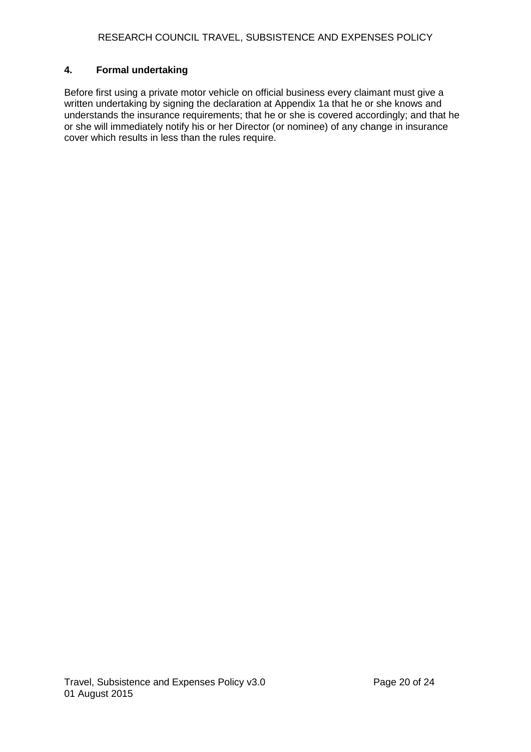## 4. Formal undertaking

Before first using a private motor vehicle on official business every claimant must give a written undertaking by signing the declaration at Appendix 1a that he or she knows and understands the insurance requirements; that he or she is covered accordingly; and that he or she will immediately notify his or her Director (or nominee) of any change in insurance cover which results in less than the rules require.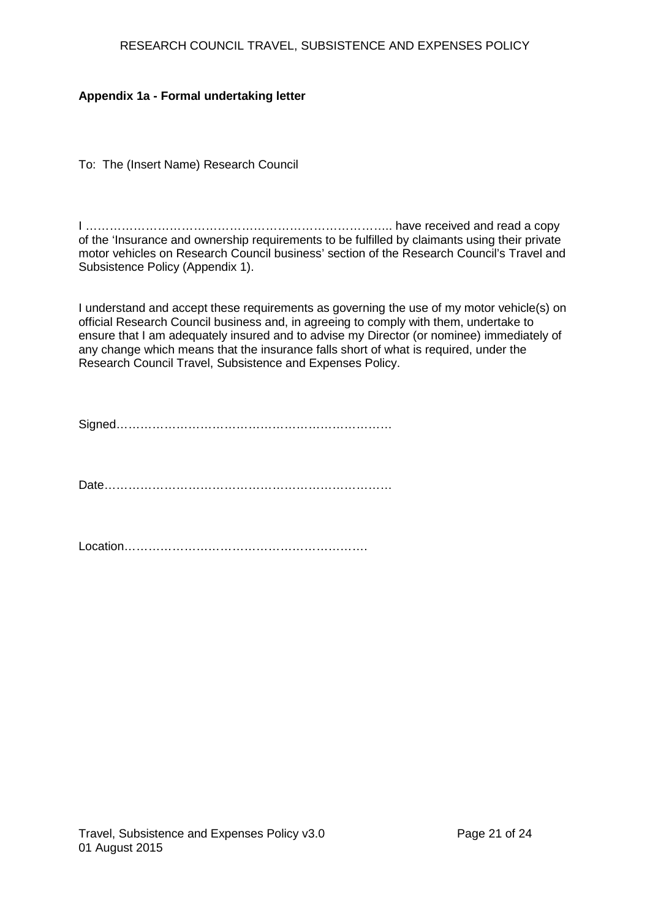**Appendix 1a - Formal undertaking letter**

To: The (Insert Name) Research Council

I ………………………………………………………………….. have received and read a copy of the 'Insurance and ownership requirements to be fulfilled by claimants using their private motor vehicles on Research Council business' section of the Research Council's Travel and Subsistence Policy (Appendix 1).

I understand and accept these requirements as governing the use of my motor vehicle(s) on official Research Council business and, in agreeing to comply with them, undertake to ensure that I am adequately insured and to advise my Director (or nominee) immediately of any change which means that the insurance falls short of what is required, under the Research Council Travel, Subsistence and Expenses Policy.

Signed……………………………………………………………

Date………………………………………………………………

Location……………………………………………………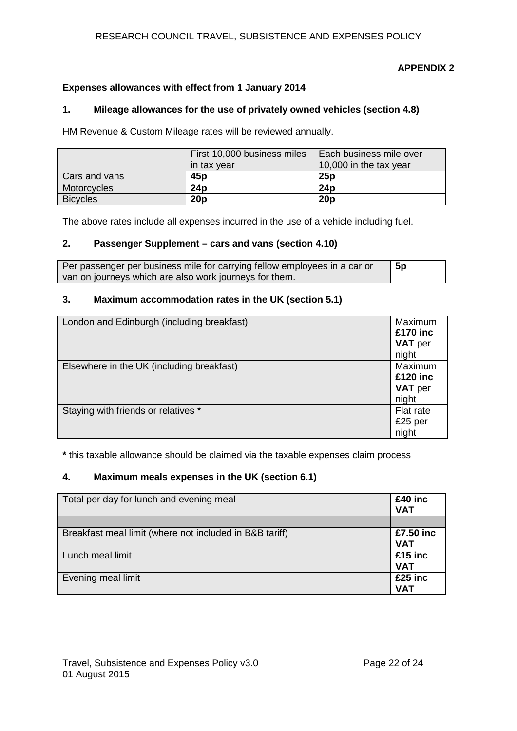**APPENDIX 2**

**Expenses allowances with effect from 1 January 2014**

### 1. Mileage allowances for the use of privately owned vehicles (section 4.8)

HM Revenue & Custom Mileage rates will be reviewed annually.

| | First 10,000 business miles in tax year | Each business mile over 10,000 in the tax year |
|---|---|---|
| Cars and vans | **45p** | **25p** |
| Motorcycles | **24p** | **24p** |
| Bicycles | **20p** | **20p** |

The above rates include all expenses incurred in the use of a vehicle including fuel.

### 2. Passenger Supplement – cars and vans (section 4.10)

| | |
|---|---|
| Per passenger per business mile for carrying fellow employees in a car or van on journeys which are also work journeys for them. | **5p** |

### 3. Maximum accommodation rates in the UK (section 5.1)

| | |
|---|---|
| London and Edinburgh (including breakfast) | Maximum **£170 inc VAT** per night |
| Elsewhere in the UK (including breakfast) | Maximum **£120 inc VAT** per night |
| Staying with friends or relatives * | Flat rate £25 per night |

**\*** this taxable allowance should be claimed via the taxable expenses claim process

### 4. Maximum meals expenses in the UK (section 6.1)

| | |
|---|---|
| Total per day for lunch and evening meal | **£40 inc VAT** |
| | |
| Breakfast meal limit (where not included in B&B tariff) | **£7.50 inc VAT** |
| Lunch meal limit | **£15 inc VAT** |
| Evening meal limit | **£25 inc VAT** |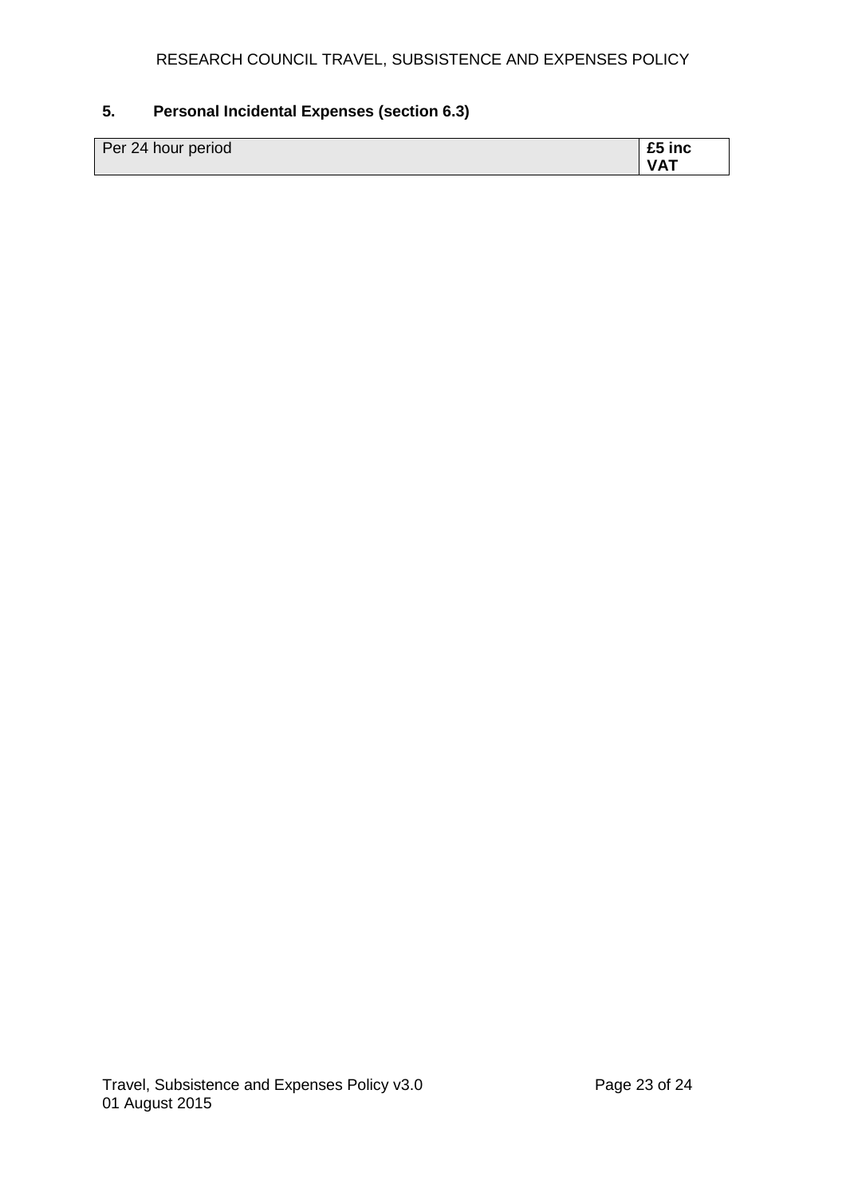## 5. Personal Incidental Expenses (section 6.3)

| Per 24 hour period | **£5 inc VAT** |
|---|---|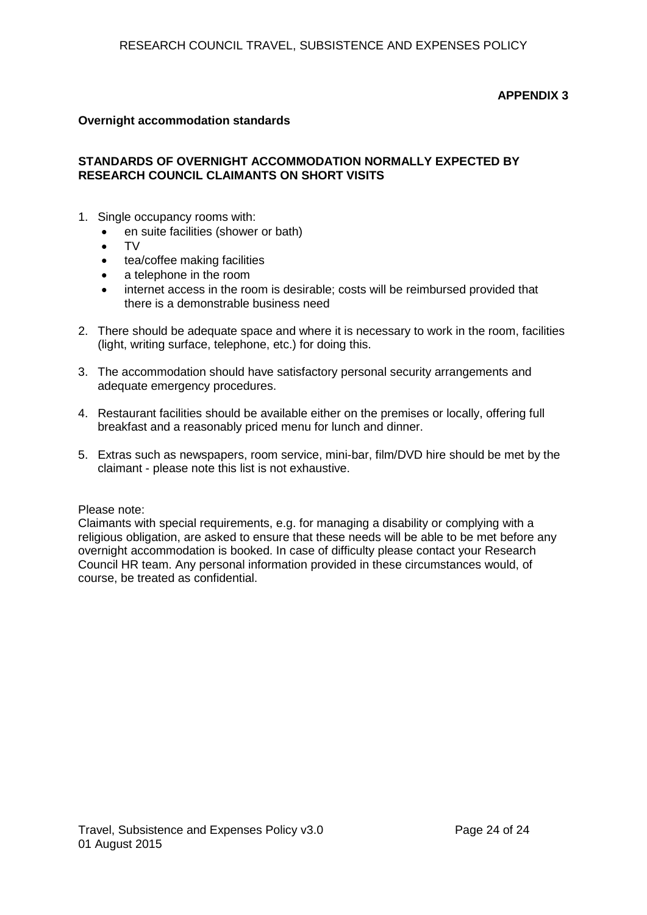**APPENDIX 3**

**Overnight accommodation standards**

**STANDARDS OF OVERNIGHT ACCOMMODATION NORMALLY EXPECTED BY RESEARCH COUNCIL CLAIMANTS ON SHORT VISITS**

1. Single occupancy rooms with:
   - en suite facilities (shower or bath)
   - TV
   - tea/coffee making facilities
   - a telephone in the room
   - internet access in the room is desirable; costs will be reimbursed provided that there is a demonstrable business need

2. There should be adequate space and where it is necessary to work in the room, facilities (light, writing surface, telephone, etc.) for doing this.

3. The accommodation should have satisfactory personal security arrangements and adequate emergency procedures.

4. Restaurant facilities should be available either on the premises or locally, offering full breakfast and a reasonably priced menu for lunch and dinner.

5. Extras such as newspapers, room service, mini-bar, film/DVD hire should be met by the claimant - please note this list is not exhaustive.

Please note:
Claimants with special requirements, e.g. for managing a disability or complying with a religious obligation, are asked to ensure that these needs will be able to be met before any overnight accommodation is booked. In case of difficulty please contact your Research Council HR team. Any personal information provided in these circumstances would, of course, be treated as confidential.